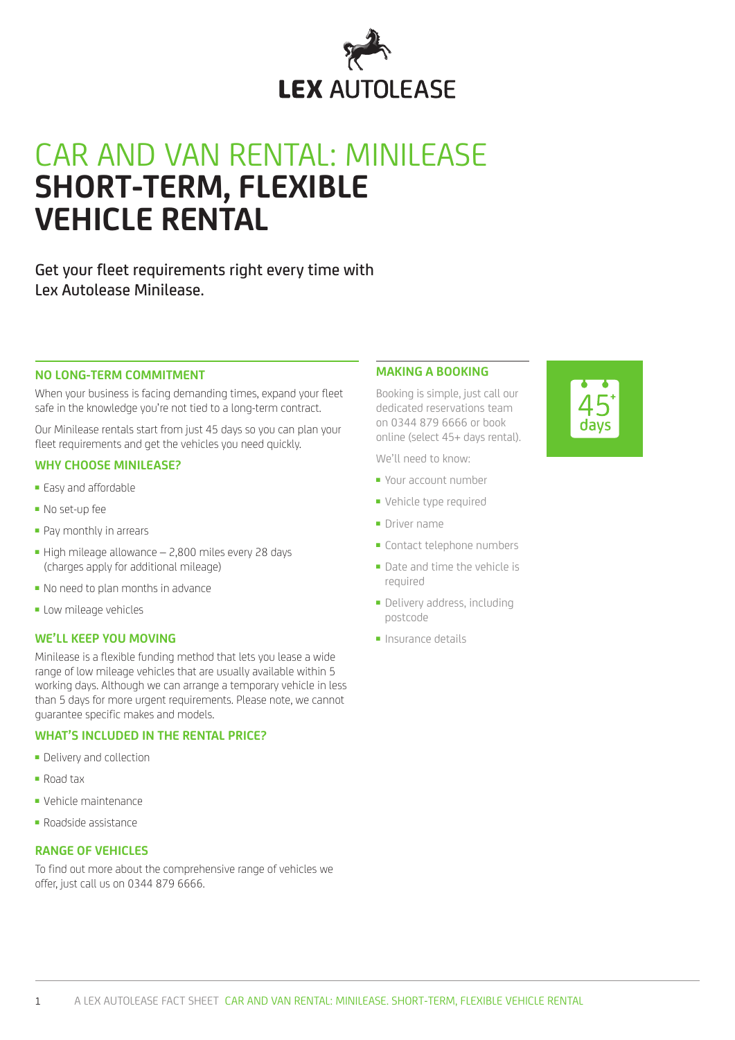LEX AUTOLEASE

# CAR AND VAN RENTAL: MINILEASE
# SHORT-TERM, FLEXIBLE VEHICLE RENTAL

Get your fleet requirements right every time with Lex Autolease Minilease.

### NO LONG-TERM COMMITMENT

When your business is facing demanding times, expand your fleet safe in the knowledge you're not tied to a long-term contract.

Our Minilease rentals start from just 45 days so you can plan your fleet requirements and get the vehicles you need quickly.

### WHY CHOOSE MINILEASE?

- Easy and affordable
- No set-up fee
- Pay monthly in arrears
- High mileage allowance – 2,800 miles every 28 days (charges apply for additional mileage)
- No need to plan months in advance
- Low mileage vehicles

### WE'LL KEEP YOU MOVING

Minilease is a flexible funding method that lets you lease a wide range of low mileage vehicles that are usually available within 5 working days. Although we can arrange a temporary vehicle in less than 5 days for more urgent requirements. Please note, we cannot guarantee specific makes and models.

### WHAT'S INCLUDED IN THE RENTAL PRICE?

- Delivery and collection
- Road tax
- Vehicle maintenance
- Roadside assistance

### RANGE OF VEHICLES

To find out more about the comprehensive range of vehicles we offer, just call us on 0344 879 6666.

### MAKING A BOOKING

Booking is simple, just call our dedicated reservations team on 0344 879 6666 or book online (select 45+ days rental).

We'll need to know:

- Your account number
- Vehicle type required
- Driver name
- Contact telephone numbers
- Date and time the vehicle is required
- Delivery address, including postcode
- Insurance details

45+ days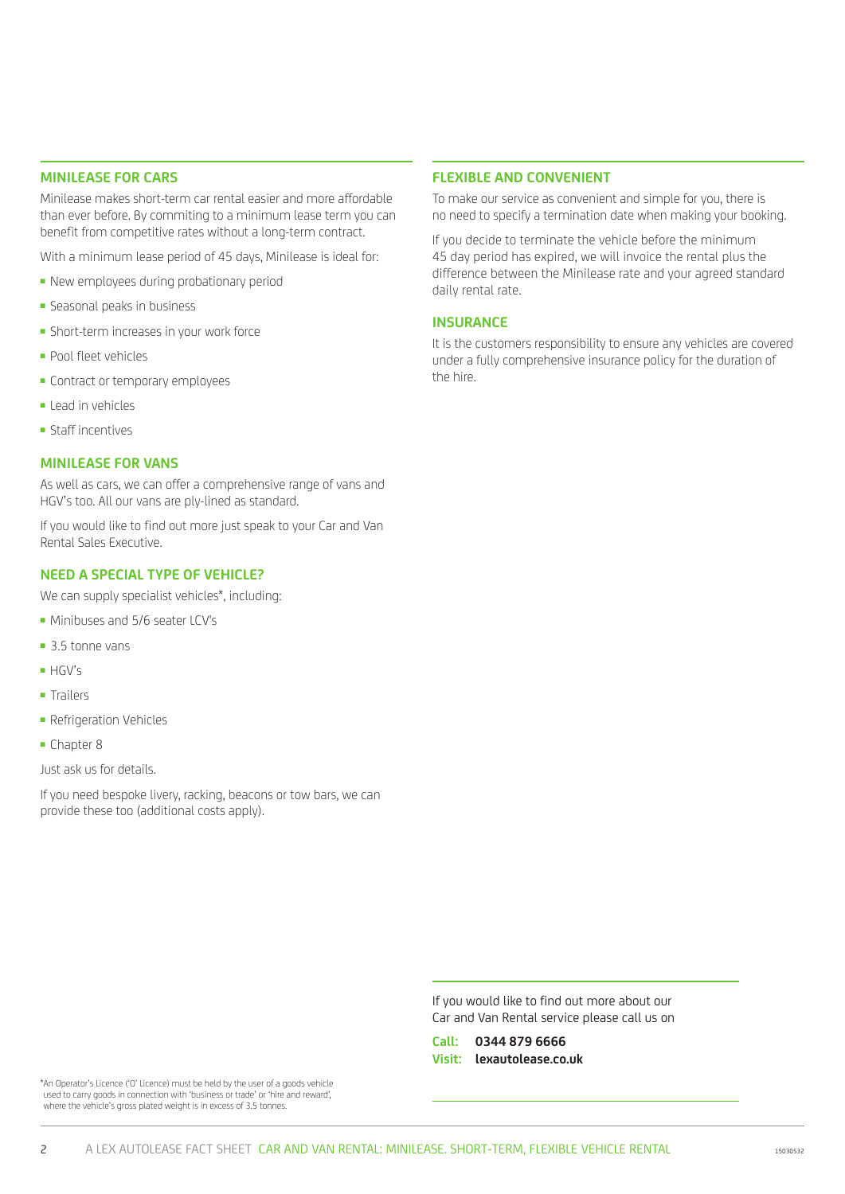## MINILEASE FOR CARS

Minilease makes short-term car rental easier and more affordable than ever before. By commiting to a minimum lease term you can benefit from competitive rates without a long-term contract.

With a minimum lease period of 45 days, Minilease is ideal for:

- New employees during probationary period
- Seasonal peaks in business
- Short-term increases in your work force
- Pool fleet vehicles
- Contract or temporary employees
- Lead in vehicles
- Staff incentives

## MINILEASE FOR VANS

As well as cars, we can offer a comprehensive range of vans and HGV's too. All our vans are ply-lined as standard.

If you would like to find out more just speak to your Car and Van Rental Sales Executive.

## NEED A SPECIAL TYPE OF VEHICLE?

We can supply specialist vehicles*, including:

- Minibuses and 5/6 seater LCV's
- 3.5 tonne vans
- HGV's
- Trailers
- Refrigeration Vehicles
- Chapter 8

Just ask us for details.

If you need bespoke livery, racking, beacons or tow bars, we can provide these too (additional costs apply).

## FLEXIBLE AND CONVENIENT

To make our service as convenient and simple for you, there is no need to specify a termination date when making your booking.

If you decide to terminate the vehicle before the minimum 45 day period has expired, we will invoice the rental plus the difference between the Minilease rate and your agreed standard daily rental rate.

## INSURANCE

It is the customers responsibility to ensure any vehicles are covered under a fully comprehensive insurance policy for the duration of the hire.

If you would like to find out more about our Car and Van Rental service please call us on

**Call:** **0344 879 6666**
**Visit:** **lexautolease.co.uk**

*An Operator's Licence ('O' Licence) must be held by the user of a goods vehicle used to carry goods in connection with 'business or trade' or 'hire and reward', where the vehicle's gross plated weight is in excess of 3.5 tonnes.